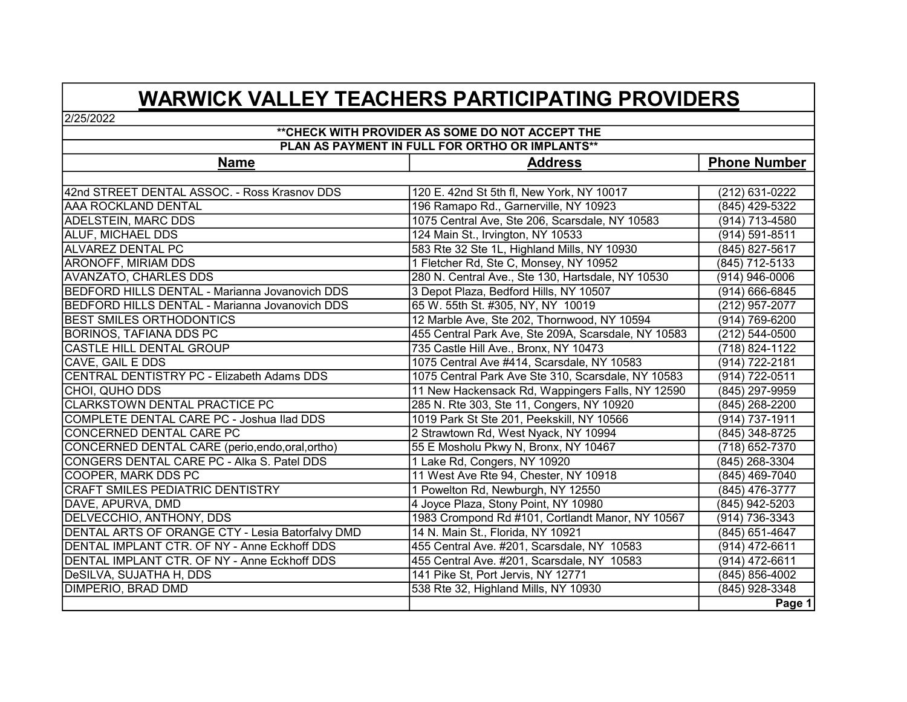# WARWICK VALLEY TEACHERS PARTICIPATING PROVIDERS

2/25/2022

**\*\*CHECK WITH PROVIDER AS SOME DO NOT ACCEPT THE PLAN AS PAYMENT IN FULL FOR ORTHO OR IMPLANTS\*\***

| Name | Address | Phone Number |
|---|---|---|
| 42nd STREET DENTAL ASSOC. - Ross Krasnov DDS | 120 E. 42nd St 5th fl, New York, NY 10017 | (212) 631-0222 |
| AAA ROCKLAND DENTAL | 196 Ramapo Rd., Garnerville, NY 10923 | (845) 429-5322 |
| ADELSTEIN, MARC DDS | 1075 Central Ave, Ste 206, Scarsdale, NY 10583 | (914) 713-4580 |
| ALUF, MICHAEL DDS | 124 Main St., Irvington, NY 10533 | (914) 591-8511 |
| ALVAREZ DENTAL PC | 583 Rte 32 Ste 1L, Highland Mills, NY 10930 | (845) 827-5617 |
| ARONOFF, MIRIAM DDS | 1 Fletcher Rd, Ste C, Monsey, NY 10952 | (845) 712-5133 |
| AVANZATO, CHARLES DDS | 280 N. Central Ave., Ste 130, Hartsdale, NY 10530 | (914) 946-0006 |
| BEDFORD HILLS DENTAL - Marianna Jovanovich DDS | 3 Depot Plaza, Bedford Hills, NY 10507 | (914) 666-6845 |
| BEDFORD HILLS DENTAL - Marianna Jovanovich DDS | 65 W. 55th St. #305, NY, NY 10019 | (212) 957-2077 |
| BEST SMILES ORTHODONTICS | 12 Marble Ave, Ste 202, Thornwood, NY 10594 | (914) 769-6200 |
| BORINOS, TAFIANA DDS PC | 455 Central Park Ave, Ste 209A, Scarsdale, NY 10583 | (212) 544-0500 |
| CASTLE HILL DENTAL GROUP | 735 Castle Hill Ave., Bronx, NY 10473 | (718) 824-1122 |
| CAVE, GAIL E DDS | 1075 Central Ave #414, Scarsdale, NY 10583 | (914) 722-2181 |
| CENTRAL DENTISTRY PC - Elizabeth Adams DDS | 1075 Central Park Ave Ste 310, Scarsdale, NY 10583 | (914) 722-0511 |
| CHOI, QUHO DDS | 11 New Hackensack Rd, Wappingers Falls, NY 12590 | (845) 297-9959 |
| CLARKSTOWN DENTAL PRACTICE PC | 285 N. Rte 303, Ste 11, Congers, NY 10920 | (845) 268-2200 |
| COMPLETE DENTAL CARE PC - Joshua Ilad DDS | 1019 Park St Ste 201, Peekskill, NY 10566 | (914) 737-1911 |
| CONCERNED DENTAL CARE PC | 2 Strawtown Rd, West Nyack, NY 10994 | (845) 348-8725 |
| CONCERNED DENTAL CARE (perio,endo,oral,ortho) | 55 E Mosholu Pkwy N, Bronx, NY 10467 | (718) 652-7370 |
| CONGERS DENTAL CARE PC - Alka S. Patel DDS | 1 Lake Rd, Congers, NY 10920 | (845) 268-3304 |
| COOPER, MARK DDS PC | 11 West Ave Rte 94, Chester, NY 10918 | (845) 469-7040 |
| CRAFT SMILES PEDIATRIC DENTISTRY | 1 Powelton Rd, Newburgh, NY 12550 | (845) 476-3777 |
| DAVE, APURVA, DMD | 4 Joyce Plaza, Stony Point, NY 10980 | (845) 942-5203 |
| DELVECCHIO, ANTHONY, DDS | 1983 Crompond Rd #101, Cortlandt Manor, NY 10567 | (914) 736-3343 |
| DENTAL ARTS OF ORANGE CTY - Lesia Batorfalvy DMD | 14 N. Main St., Florida, NY 10921 | (845) 651-4647 |
| DENTAL IMPLANT CTR. OF NY - Anne Eckhoff DDS | 455 Central Ave. #201, Scarsdale, NY 10583 | (914) 472-6611 |
| DENTAL IMPLANT CTR. OF NY - Anne Eckhoff DDS | 455 Central Ave. #201, Scarsdale, NY 10583 | (914) 472-6611 |
| DeSILVA, SUJATHA H, DDS | 141 Pike St, Port Jervis, NY 12771 | (845) 856-4002 |
| DIMPERIO, BRAD DMD | 538 Rte 32, Highland Mills, NY 10930 | (845) 928-3348 |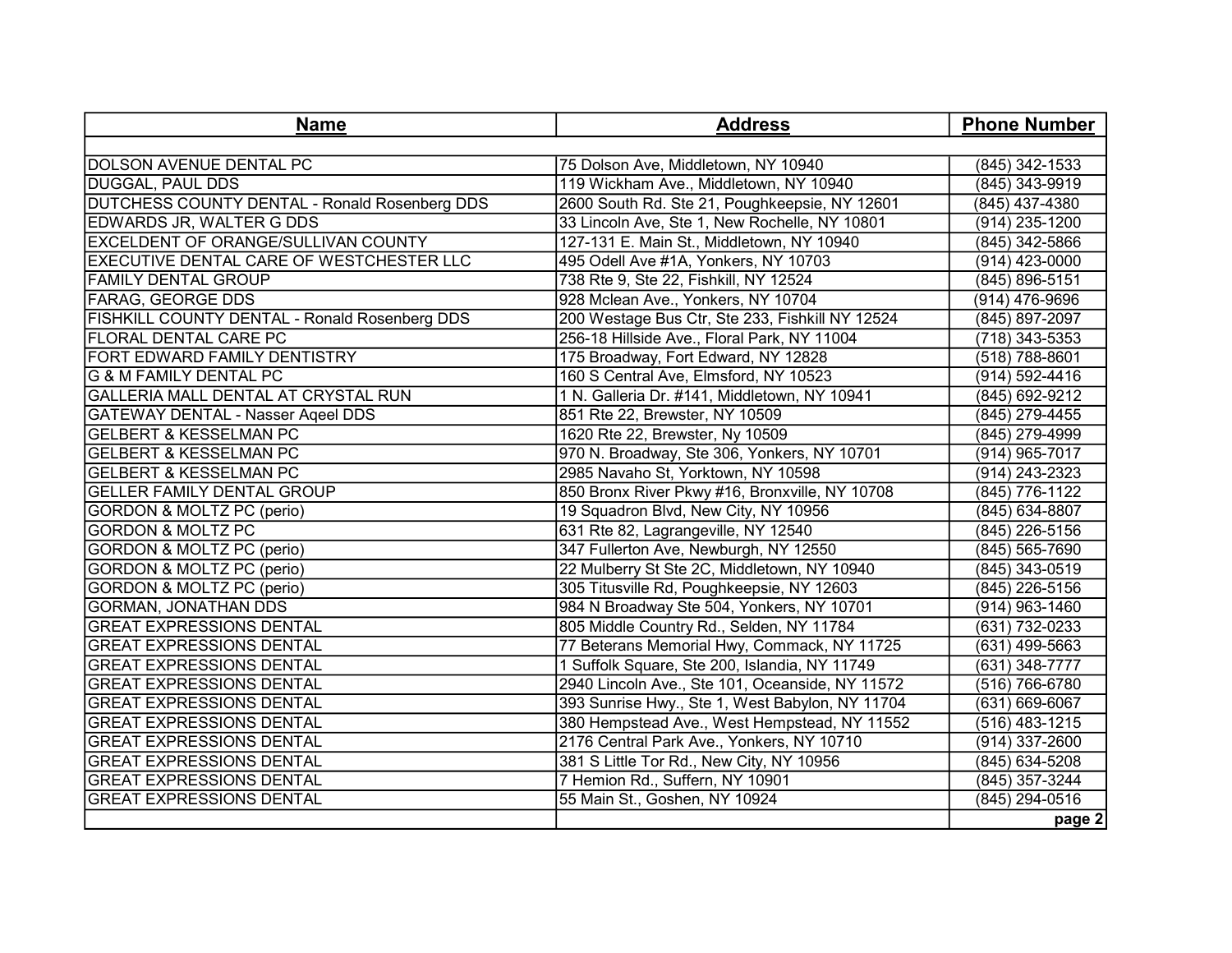| Name | Address | Phone Number |
|---|---|---|
| | | |
| DOLSON AVENUE DENTAL PC | 75 Dolson Ave, Middletown, NY 10940 | (845) 342-1533 |
| DUGGAL, PAUL DDS | 119 Wickham Ave., Middletown, NY 10940 | (845) 343-9919 |
| DUTCHESS COUNTY DENTAL - Ronald Rosenberg DDS | 2600 South Rd. Ste 21, Poughkeepsie, NY 12601 | (845) 437-4380 |
| EDWARDS JR, WALTER G DDS | 33 Lincoln Ave, Ste 1, New Rochelle, NY 10801 | (914) 235-1200 |
| EXCELDENT OF ORANGE/SULLIVAN COUNTY | 127-131 E. Main St., Middletown, NY 10940 | (845) 342-5866 |
| EXECUTIVE DENTAL CARE OF WESTCHESTER LLC | 495 Odell Ave #1A, Yonkers, NY 10703 | (914) 423-0000 |
| FAMILY DENTAL GROUP | 738 Rte 9, Ste 22, Fishkill, NY 12524 | (845) 896-5151 |
| FARAG, GEORGE DDS | 928 Mclean Ave., Yonkers, NY 10704 | (914) 476-9696 |
| FISHKILL COUNTY DENTAL - Ronald Rosenberg DDS | 200 Westage Bus Ctr, Ste 233, Fishkill NY 12524 | (845) 897-2097 |
| FLORAL DENTAL CARE PC | 256-18 Hillside Ave., Floral Park, NY 11004 | (718) 343-5353 |
| FORT EDWARD FAMILY DENTISTRY | 175 Broadway, Fort Edward, NY 12828 | (518) 788-8601 |
| G & M FAMILY DENTAL PC | 160 S Central Ave, Elmsford, NY 10523 | (914) 592-4416 |
| GALLERIA MALL DENTAL AT CRYSTAL RUN | 1 N. Galleria Dr. #141, Middletown, NY 10941 | (845) 692-9212 |
| GATEWAY DENTAL - Nasser Aqeel DDS | 851 Rte 22, Brewster, NY 10509 | (845) 279-4455 |
| GELBERT & KESSELMAN PC | 1620 Rte 22, Brewster, Ny 10509 | (845) 279-4999 |
| GELBERT & KESSELMAN PC | 970 N. Broadway, Ste 306, Yonkers, NY 10701 | (914) 965-7017 |
| GELBERT & KESSELMAN PC | 2985 Navaho St, Yorktown, NY 10598 | (914) 243-2323 |
| GELLER FAMILY DENTAL GROUP | 850 Bronx River Pkwy #16, Bronxville, NY 10708 | (845) 776-1122 |
| GORDON & MOLTZ PC (perio) | 19 Squadron Blvd, New City, NY 10956 | (845) 634-8807 |
| GORDON & MOLTZ PC | 631 Rte 82, Lagrangeville, NY 12540 | (845) 226-5156 |
| GORDON & MOLTZ PC (perio) | 347 Fullerton Ave, Newburgh, NY 12550 | (845) 565-7690 |
| GORDON & MOLTZ PC (perio) | 22 Mulberry St Ste 2C, Middletown, NY 10940 | (845) 343-0519 |
| GORDON & MOLTZ PC (perio) | 305 Titusville Rd, Poughkeepsie, NY 12603 | (845) 226-5156 |
| GORMAN, JONATHAN DDS | 984 N Broadway Ste 504, Yonkers, NY 10701 | (914) 963-1460 |
| GREAT EXPRESSIONS DENTAL | 805 Middle Country Rd., Selden, NY 11784 | (631) 732-0233 |
| GREAT EXPRESSIONS DENTAL | 77 Beterans Memorial Hwy, Commack, NY 11725 | (631) 499-5663 |
| GREAT EXPRESSIONS DENTAL | 1 Suffolk Square, Ste 200, Islandia, NY 11749 | (631) 348-7777 |
| GREAT EXPRESSIONS DENTAL | 2940 Lincoln Ave., Ste 101, Oceanside, NY 11572 | (516) 766-6780 |
| GREAT EXPRESSIONS DENTAL | 393 Sunrise Hwy., Ste 1, West Babylon, NY 11704 | (631) 669-6067 |
| GREAT EXPRESSIONS DENTAL | 380 Hempstead Ave., West Hempstead, NY 11552 | (516) 483-1215 |
| GREAT EXPRESSIONS DENTAL | 2176 Central Park Ave., Yonkers, NY 10710 | (914) 337-2600 |
| GREAT EXPRESSIONS DENTAL | 381 S Little Tor Rd., New City, NY 10956 | (845) 634-5208 |
| GREAT EXPRESSIONS DENTAL | 7 Hemion Rd., Suffern, NY 10901 | (845) 357-3244 |
| GREAT EXPRESSIONS DENTAL | 55 Main St., Goshen, NY 10924 | (845) 294-0516 |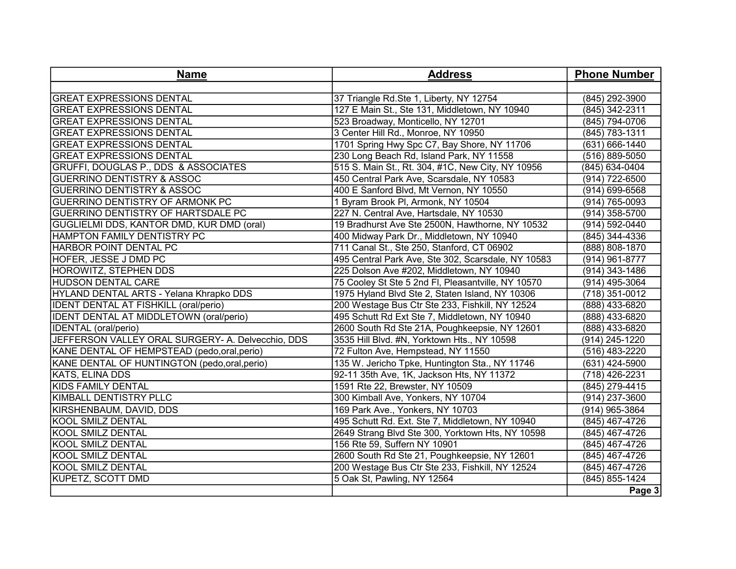| Name | Address | Phone Number |
| --- | --- | --- |
| | | |
| GREAT EXPRESSIONS DENTAL | 37 Triangle Rd.Ste 1, Liberty, NY 12754 | (845) 292-3900 |
| GREAT EXPRESSIONS DENTAL | 127 E Main St., Ste 131, Middletown, NY 10940 | (845) 342-2311 |
| GREAT EXPRESSIONS DENTAL | 523 Broadway, Monticello, NY 12701 | (845) 794-0706 |
| GREAT EXPRESSIONS DENTAL | 3 Center Hill Rd., Monroe, NY 10950 | (845) 783-1311 |
| GREAT EXPRESSIONS DENTAL | 1701 Spring Hwy Spc C7, Bay Shore, NY 11706 | (631) 666-1440 |
| GREAT EXPRESSIONS DENTAL | 230 Long Beach Rd, Island Park, NY 11558 | (516) 889-5050 |
| GRUFFI, DOUGLAS P., DDS & ASSOCIATES | 515 S. Main St., Rt. 304, #1C, New City, NY 10956 | (845) 634-0404 |
| GUERRINO DENTISTRY & ASSOC | 450 Central Park Ave, Scarsdale, NY 10583 | (914) 722-6500 |
| GUERRINO DENTISTRY & ASSOC | 400 E Sanford Blvd, Mt Vernon, NY 10550 | (914) 699-6568 |
| GUERRINO DENTISTRY OF ARMONK PC | 1 Byram Brook Pl, Armonk, NY 10504 | (914) 765-0093 |
| GUERRINO DENTISTRY OF HARTSDALE PC | 227 N. Central Ave, Hartsdale, NY 10530 | (914) 358-5700 |
| GUGLIELMI DDS, KANTOR DMD, KUR DMD (oral) | 19 Bradhurst Ave Ste 2500N, Hawthorne, NY 10532 | (914) 592-0440 |
| HAMPTON FAMILY DENTISTRY PC | 400 Midway Park Dr., Middletown, NY 10940 | (845) 344-4336 |
| HARBOR POINT DENTAL PC | 711 Canal St., Ste 250, Stanford, CT 06902 | (888) 808-1870 |
| HOFER, JESSE J DMD PC | 495 Central Park Ave, Ste 302, Scarsdale, NY 10583 | (914) 961-8777 |
| HOROWITZ, STEPHEN DDS | 225 Dolson Ave #202, Middletown, NY 10940 | (914) 343-1486 |
| HUDSON DENTAL CARE | 75 Cooley St Ste 5 2nd Fl, Pleasantville, NY 10570 | (914) 495-3064 |
| HYLAND DENTAL ARTS - Yelana Khrapko DDS | 1975 Hyland Blvd Ste 2, Staten Island, NY 10306 | (718) 351-0012 |
| IDENT DENTAL AT FISHKILL (oral/perio) | 200 Westage Bus Ctr Ste 233, Fishkill, NY 12524 | (888) 433-6820 |
| IDENT DENTAL AT MIDDLETOWN (oral/perio) | 495 Schutt Rd Ext Ste 7, Middletown, NY 10940 | (888) 433-6820 |
| IDENTAL (oral/perio) | 2600 South Rd Ste 21A, Poughkeepsie, NY 12601 | (888) 433-6820 |
| JEFFERSON VALLEY ORAL SURGERY- A. Delvecchio, DDS | 3535 Hill Blvd. #N, Yorktown Hts., NY 10598 | (914) 245-1220 |
| KANE DENTAL OF HEMPSTEAD (pedo,oral,perio) | 72 Fulton Ave, Hempstead, NY 11550 | (516) 483-2220 |
| KANE DENTAL OF HUNTINGTON (pedo,oral,perio) | 135 W. Jericho Tpke, Huntington Sta., NY 11746 | (631) 424-5900 |
| KATS, ELINA DDS | 92-11 35th Ave, 1K, Jackson Hts, NY 11372 | (718) 426-2231 |
| KIDS FAMILY DENTAL | 1591 Rte 22, Brewster, NY 10509 | (845) 279-4415 |
| KIMBALL DENTISTRY PLLC | 300 Kimball Ave, Yonkers, NY 10704 | (914) 237-3600 |
| KIRSHENBAUM, DAVID, DDS | 169 Park Ave., Yonkers, NY 10703 | (914) 965-3864 |
| KOOL SMILZ DENTAL | 495 Schutt Rd. Ext. Ste 7, Middletown, NY 10940 | (845) 467-4726 |
| KOOL SMILZ DENTAL | 2649 Strang Blvd Ste 300, Yorktown Hts, NY 10598 | (845) 467-4726 |
| KOOL SMILZ DENTAL | 156 Rte 59, Suffern NY 10901 | (845) 467-4726 |
| KOOL SMILZ DENTAL | 2600 South Rd Ste 21, Poughkeepsie, NY 12601 | (845) 467-4726 |
| KOOL SMILZ DENTAL | 200 Westage Bus Ctr Ste 233, Fishkill, NY 12524 | (845) 467-4726 |
| KUPETZ, SCOTT DMD | 5 Oak St, Pawling, NY 12564 | (845) 855-1424 |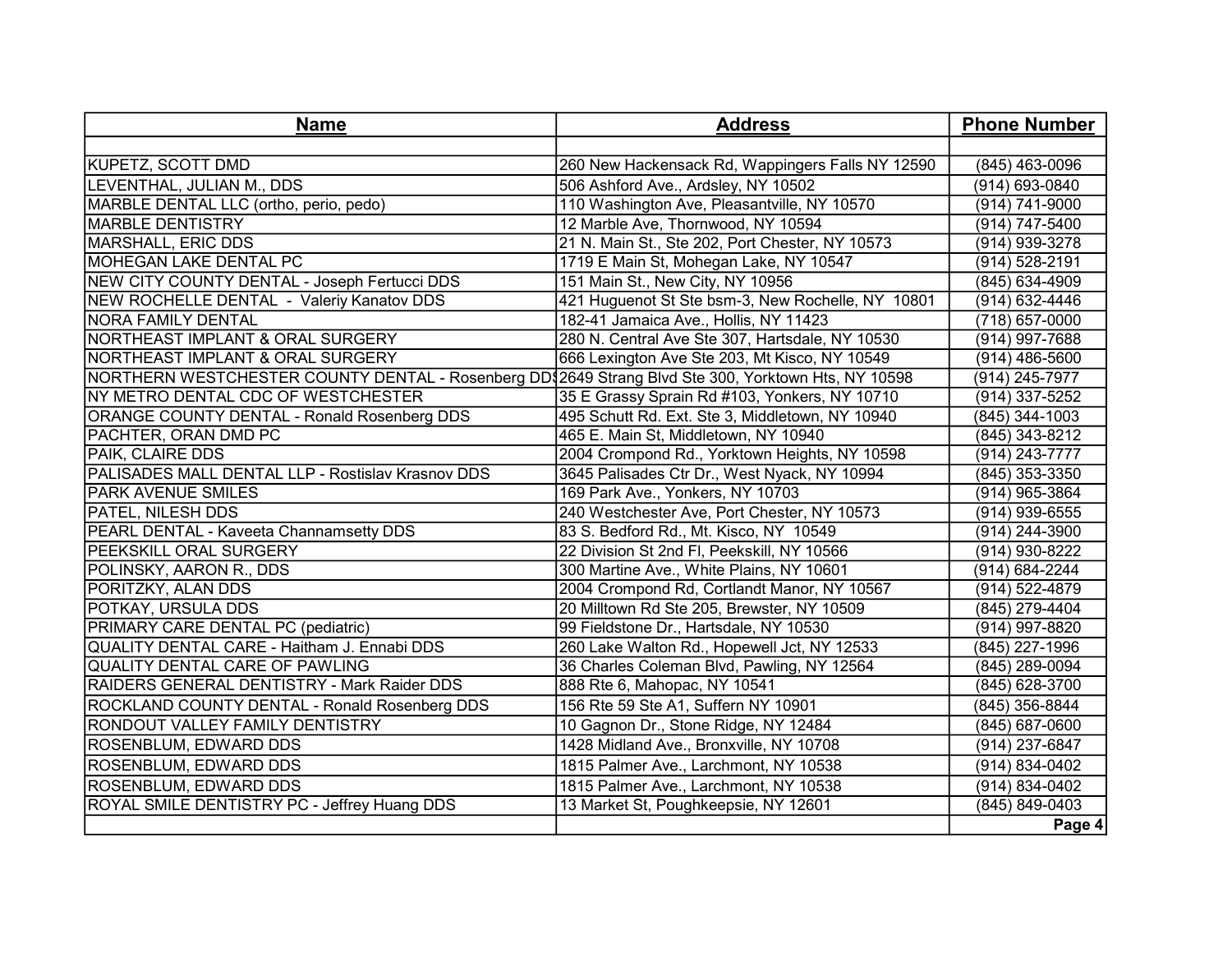| Name | Address | Phone Number |
|---|---|---|
| | | |
| KUPETZ, SCOTT DMD | 260 New Hackensack Rd, Wappingers Falls NY 12590 | (845) 463-0096 |
| LEVENTHAL, JULIAN M., DDS | 506 Ashford Ave., Ardsley, NY 10502 | (914) 693-0840 |
| MARBLE DENTAL LLC (ortho, perio, pedo) | 110 Washington Ave, Pleasantville, NY 10570 | (914) 741-9000 |
| MARBLE DENTISTRY | 12 Marble Ave, Thornwood, NY 10594 | (914) 747-5400 |
| MARSHALL, ERIC DDS | 21 N. Main St., Ste 202, Port Chester, NY 10573 | (914) 939-3278 |
| MOHEGAN LAKE DENTAL PC | 1719 E Main St, Mohegan Lake, NY 10547 | (914) 528-2191 |
| NEW CITY COUNTY DENTAL - Joseph Fertucci DDS | 151 Main St., New City, NY 10956 | (845) 634-4909 |
| NEW ROCHELLE DENTAL - Valeriy Kanatov DDS | 421 Huguenot St Ste bsm-3, New Rochelle, NY 10801 | (914) 632-4446 |
| NORA FAMILY DENTAL | 182-41 Jamaica Ave., Hollis, NY 11423 | (718) 657-0000 |
| NORTHEAST IMPLANT & ORAL SURGERY | 280 N. Central Ave Ste 307, Hartsdale, NY 10530 | (914) 997-7688 |
| NORTHEAST IMPLANT & ORAL SURGERY | 666 Lexington Ave Ste 203, Mt Kisco, NY 10549 | (914) 486-5600 |
| NORTHERN WESTCHESTER COUNTY DENTAL - Rosenberg DDS | 2649 Strang Blvd Ste 300, Yorktown Hts, NY 10598 | (914) 245-7977 |
| NY METRO DENTAL CDC OF WESTCHESTER | 35 E Grassy Sprain Rd #103, Yonkers, NY 10710 | (914) 337-5252 |
| ORANGE COUNTY DENTAL - Ronald Rosenberg DDS | 495 Schutt Rd. Ext. Ste 3, Middletown, NY 10940 | (845) 344-1003 |
| PACHTER, ORAN DMD PC | 465 E. Main St, Middletown, NY 10940 | (845) 343-8212 |
| PAIK, CLAIRE DDS | 2004 Crompond Rd., Yorktown Heights, NY 10598 | (914) 243-7777 |
| PALISADES MALL DENTAL LLP - Rostislav Krasnov DDS | 3645 Palisades Ctr Dr., West Nyack, NY 10994 | (845) 353-3350 |
| PARK AVENUE SMILES | 169 Park Ave., Yonkers, NY 10703 | (914) 965-3864 |
| PATEL, NILESH DDS | 240 Westchester Ave, Port Chester, NY 10573 | (914) 939-6555 |
| PEARL DENTAL - Kaveeta Channamsetty DDS | 83 S. Bedford Rd., Mt. Kisco, NY 10549 | (914) 244-3900 |
| PEEKSKILL ORAL SURGERY | 22 Division St 2nd Fl, Peekskill, NY 10566 | (914) 930-8222 |
| POLINSKY, AARON R., DDS | 300 Martine Ave., White Plains, NY 10601 | (914) 684-2244 |
| PORITZKY, ALAN DDS | 2004 Crompond Rd, Cortlandt Manor, NY 10567 | (914) 522-4879 |
| POTKAY, URSULA DDS | 20 Milltown Rd Ste 205, Brewster, NY 10509 | (845) 279-4404 |
| PRIMARY CARE DENTAL PC (pediatric) | 99 Fieldstone Dr., Hartsdale, NY 10530 | (914) 997-8820 |
| QUALITY DENTAL CARE - Haitham J. Ennabi DDS | 260 Lake Walton Rd., Hopewell Jct, NY 12533 | (845) 227-1996 |
| QUALITY DENTAL CARE OF PAWLING | 36 Charles Coleman Blvd, Pawling, NY 12564 | (845) 289-0094 |
| RAIDERS GENERAL DENTISTRY - Mark Raider DDS | 888 Rte 6, Mahopac, NY 10541 | (845) 628-3700 |
| ROCKLAND COUNTY DENTAL - Ronald Rosenberg DDS | 156 Rte 59 Ste A1, Suffern NY 10901 | (845) 356-8844 |
| RONDOUT VALLEY FAMILY DENTISTRY | 10 Gagnon Dr., Stone Ridge, NY 12484 | (845) 687-0600 |
| ROSENBLUM, EDWARD DDS | 1428 Midland Ave., Bronxville, NY 10708 | (914) 237-6847 |
| ROSENBLUM, EDWARD DDS | 1815 Palmer Ave., Larchmont, NY 10538 | (914) 834-0402 |
| ROSENBLUM, EDWARD DDS | 1815 Palmer Ave., Larchmont, NY 10538 | (914) 834-0402 |
| ROYAL SMILE DENTISTRY PC - Jeffrey Huang DDS | 13 Market St, Poughkeepsie, NY 12601 | (845) 849-0403 |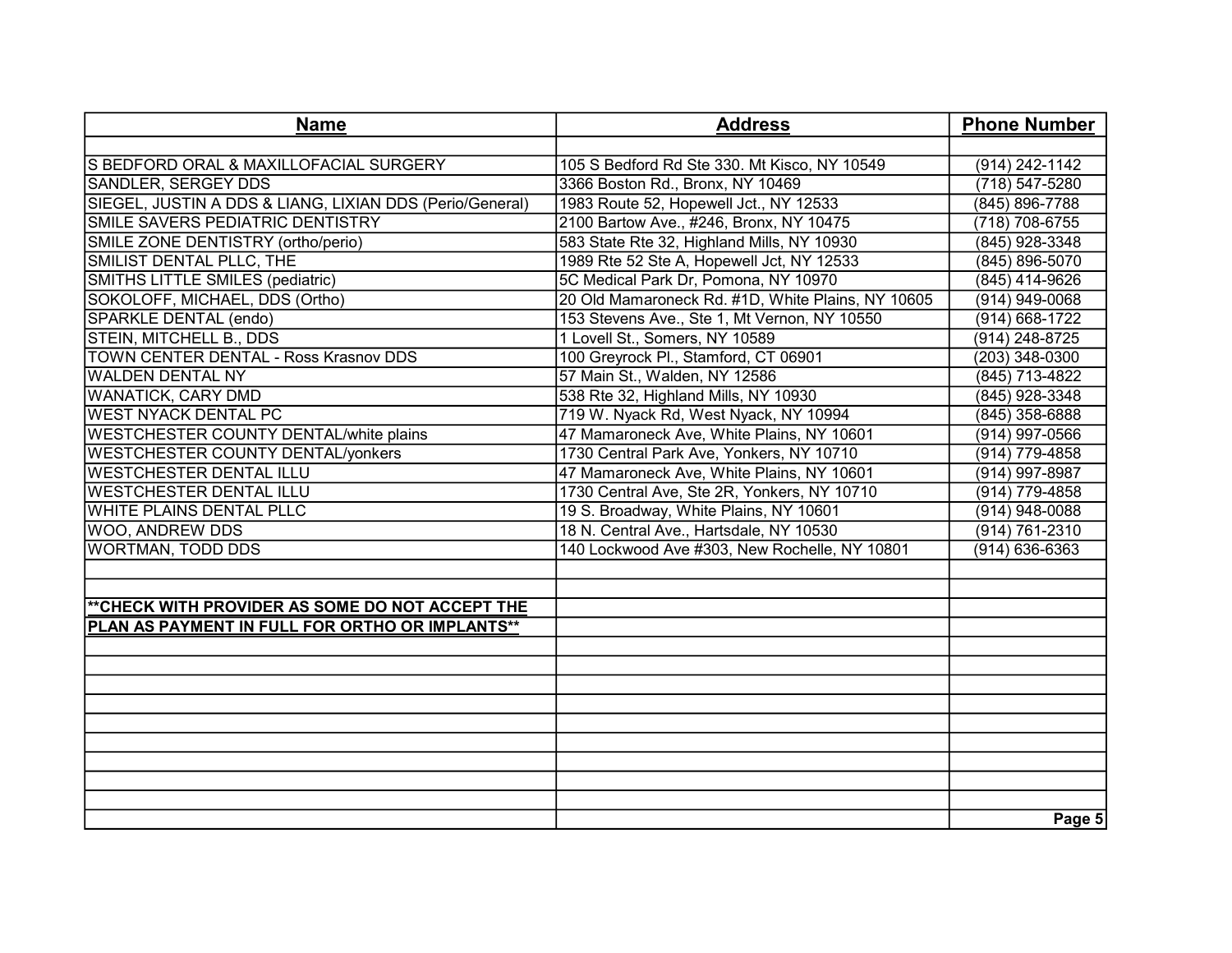| Name | Address | Phone Number |
|---|---|---|
| S BEDFORD ORAL & MAXILLOFACIAL SURGERY | 105 S Bedford Rd Ste 330. Mt Kisco, NY 10549 | (914) 242-1142 |
| SANDLER, SERGEY DDS | 3366 Boston Rd., Bronx, NY 10469 | (718) 547-5280 |
| SIEGEL, JUSTIN A DDS & LIANG, LIXIAN DDS (Perio/General) | 1983 Route 52, Hopewell Jct., NY 12533 | (845) 896-7788 |
| SMILE SAVERS PEDIATRIC DENTISTRY | 2100 Bartow Ave., #246, Bronx, NY 10475 | (718) 708-6755 |
| SMILE ZONE DENTISTRY (ortho/perio) | 583 State Rte 32, Highland Mills, NY 10930 | (845) 928-3348 |
| SMILIST DENTAL PLLC, THE | 1989 Rte 52 Ste A, Hopewell Jct, NY 12533 | (845) 896-5070 |
| SMITHS LITTLE SMILES (pediatric) | 5C Medical Park Dr, Pomona, NY 10970 | (845) 414-9626 |
| SOKOLOFF, MICHAEL, DDS (Ortho) | 20 Old Mamaroneck Rd. #1D, White Plains, NY 10605 | (914) 949-0068 |
| SPARKLE DENTAL (endo) | 153 Stevens Ave., Ste 1, Mt Vernon, NY 10550 | (914) 668-1722 |
| STEIN, MITCHELL B., DDS | 1 Lovell St., Somers, NY 10589 | (914) 248-8725 |
| TOWN CENTER DENTAL - Ross Krasnov DDS | 100 Greyrock Pl., Stamford, CT 06901 | (203) 348-0300 |
| WALDEN DENTAL NY | 57 Main St., Walden, NY 12586 | (845) 713-4822 |
| WANATICK, CARY DMD | 538 Rte 32, Highland Mills, NY 10930 | (845) 928-3348 |
| WEST NYACK DENTAL PC | 719 W. Nyack Rd, West Nyack, NY 10994 | (845) 358-6888 |
| WESTCHESTER COUNTY DENTAL/white plains | 47 Mamaroneck Ave, White Plains, NY 10601 | (914) 997-0566 |
| WESTCHESTER COUNTY DENTAL/yonkers | 1730 Central Park Ave, Yonkers, NY 10710 | (914) 779-4858 |
| WESTCHESTER DENTAL ILLU | 47 Mamaroneck Ave, White Plains, NY 10601 | (914) 997-8987 |
| WESTCHESTER DENTAL ILLU | 1730 Central Ave, Ste 2R, Yonkers, NY 10710 | (914) 779-4858 |
| WHITE PLAINS DENTAL PLLC | 19 S. Broadway, White Plains, NY 10601 | (914) 948-0088 |
| WOO, ANDREW DDS | 18 N. Central Ave., Hartsdale, NY 10530 | (914) 761-2310 |
| WORTMAN, TODD DDS | 140 Lockwood Ave #303, New Rochelle, NY 10801 | (914) 636-6363 |

**CHECK WITH PROVIDER AS SOME DO NOT ACCEPT THE PLAN AS PAYMENT IN FULL FOR ORTHO OR IMPLANTS**